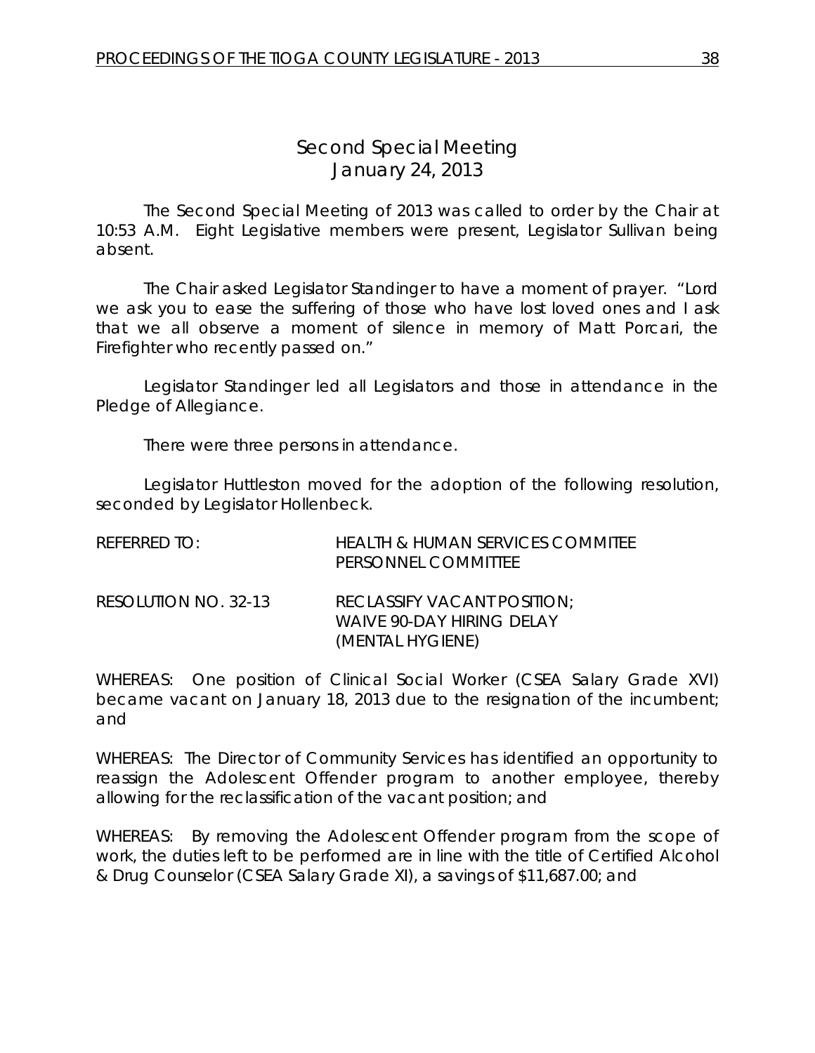# Second Special Meeting
## January 24, 2013

The Second Special Meeting of 2013 was called to order by the Chair at 10:53 A.M. Eight Legislative members were present, Legislator Sullivan being absent.

The Chair asked Legislator Standinger to have a moment of prayer. "Lord we ask you to ease the suffering of those who have lost loved ones and I ask that we all observe a moment of silence in memory of Matt Porcari, the Firefighter who recently passed on."

Legislator Standinger led all Legislators and those in attendance in the Pledge of Allegiance.

There were three persons in attendance.

Legislator Huttleston moved for the adoption of the following resolution, seconded by Legislator Hollenbeck.

REFERRED TO: HEALTH & HUMAN SERVICES COMMITEE
PERSONNEL COMMITTEE

RESOLUTION NO. 32-13 RECLASSIFY VACANT POSITION;
WAIVE 90-DAY HIRING DELAY
(MENTAL HYGIENE)

WHEREAS: One position of Clinical Social Worker (CSEA Salary Grade XVI) became vacant on January 18, 2013 due to the resignation of the incumbent; and

WHEREAS: The Director of Community Services has identified an opportunity to reassign the Adolescent Offender program to another employee, thereby allowing for the reclassification of the vacant position; and

WHEREAS: By removing the Adolescent Offender program from the scope of work, the duties left to be performed are in line with the title of Certified Alcohol & Drug Counselor (CSEA Salary Grade XI), a savings of $11,687.00; and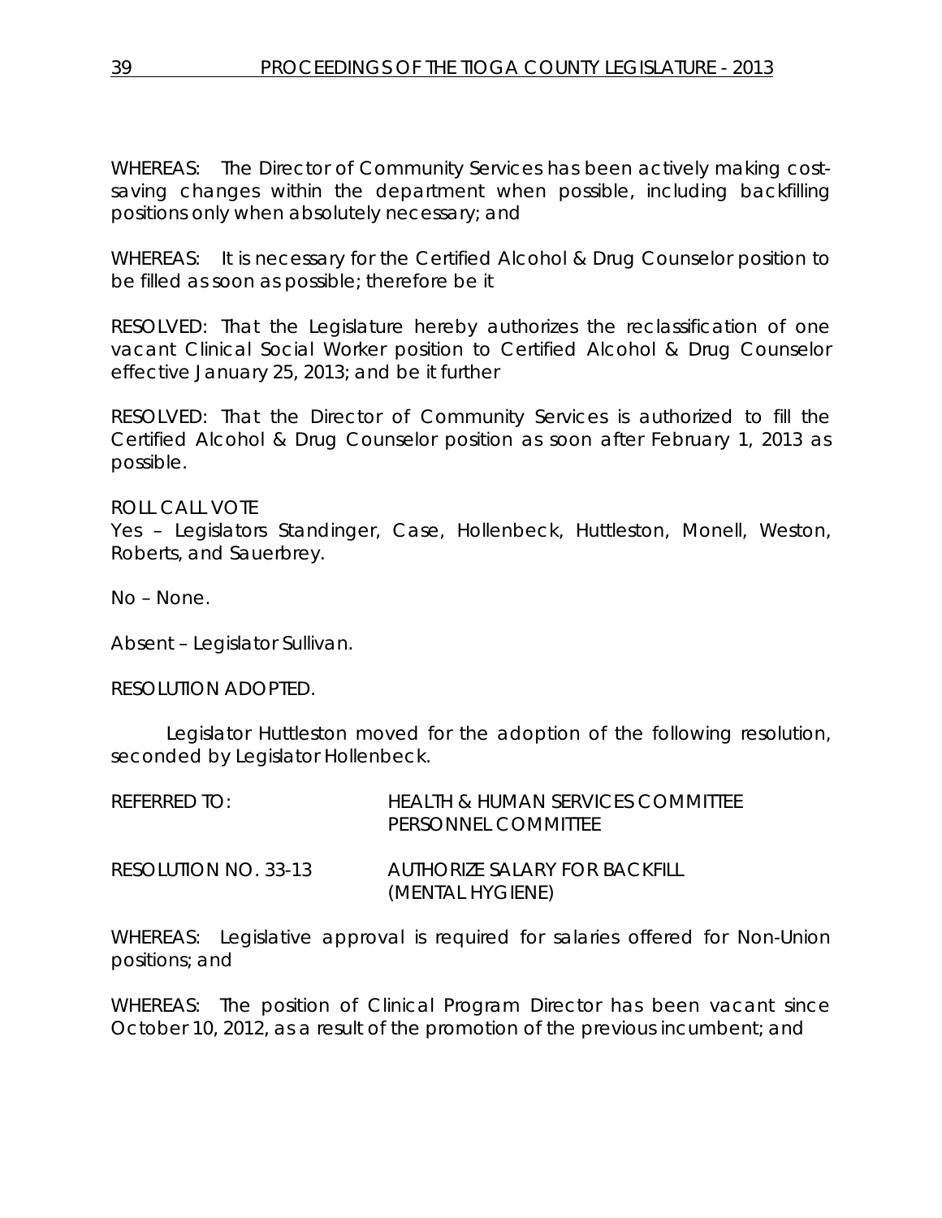WHEREAS: The Director of Community Services has been actively making cost-saving changes within the department when possible, including backfilling positions only when absolutely necessary; and

WHEREAS: It is necessary for the Certified Alcohol & Drug Counselor position to be filled as soon as possible; therefore be it

RESOLVED: That the Legislature hereby authorizes the reclassification of one vacant Clinical Social Worker position to Certified Alcohol & Drug Counselor effective January 25, 2013; and be it further

RESOLVED: That the Director of Community Services is authorized to fill the Certified Alcohol & Drug Counselor position as soon after February 1, 2013 as possible.

ROLL CALL VOTE
Yes – Legislators Standinger, Case, Hollenbeck, Huttleston, Monell, Weston, Roberts, and Sauerbrey.

No – None.

Absent – Legislator Sullivan.

RESOLUTION ADOPTED.

Legislator Huttleston moved for the adoption of the following resolution, seconded by Legislator Hollenbeck.

REFERRED TO: HEALTH & HUMAN SERVICES COMMITTEE
PERSONNEL COMMITTEE

RESOLUTION NO. 33-13 AUTHORIZE SALARY FOR BACKFILL
(MENTAL HYGIENE)

WHEREAS: Legislative approval is required for salaries offered for Non-Union positions; and

WHEREAS: The position of Clinical Program Director has been vacant since October 10, 2012, as a result of the promotion of the previous incumbent; and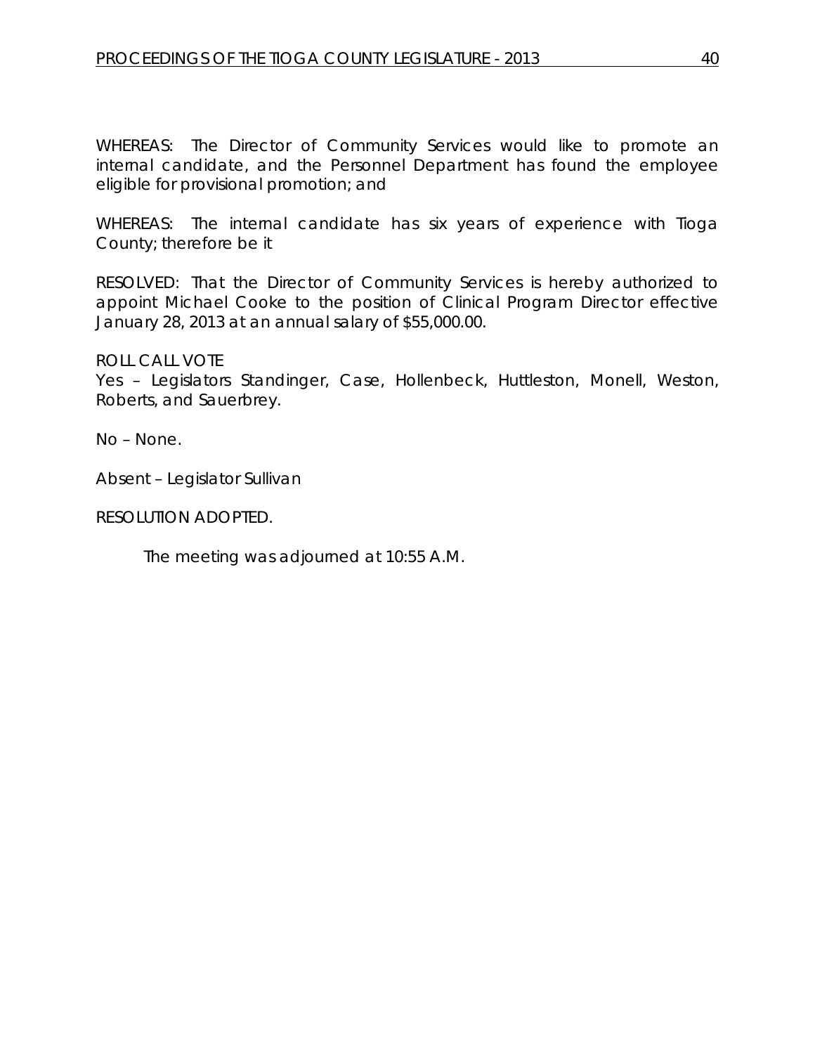WHEREAS: The Director of Community Services would like to promote an internal candidate, and the Personnel Department has found the employee eligible for provisional promotion; and

WHEREAS: The internal candidate has six years of experience with Tioga County; therefore be it

RESOLVED: That the Director of Community Services is hereby authorized to appoint Michael Cooke to the position of Clinical Program Director effective January 28, 2013 at an annual salary of $55,000.00.

ROLL CALL VOTE
Yes – Legislators Standinger, Case, Hollenbeck, Huttleston, Monell, Weston, Roberts, and Sauerbrey.

No – None.

Absent – Legislator Sullivan

RESOLUTION ADOPTED.

The meeting was adjourned at 10:55 A.M.